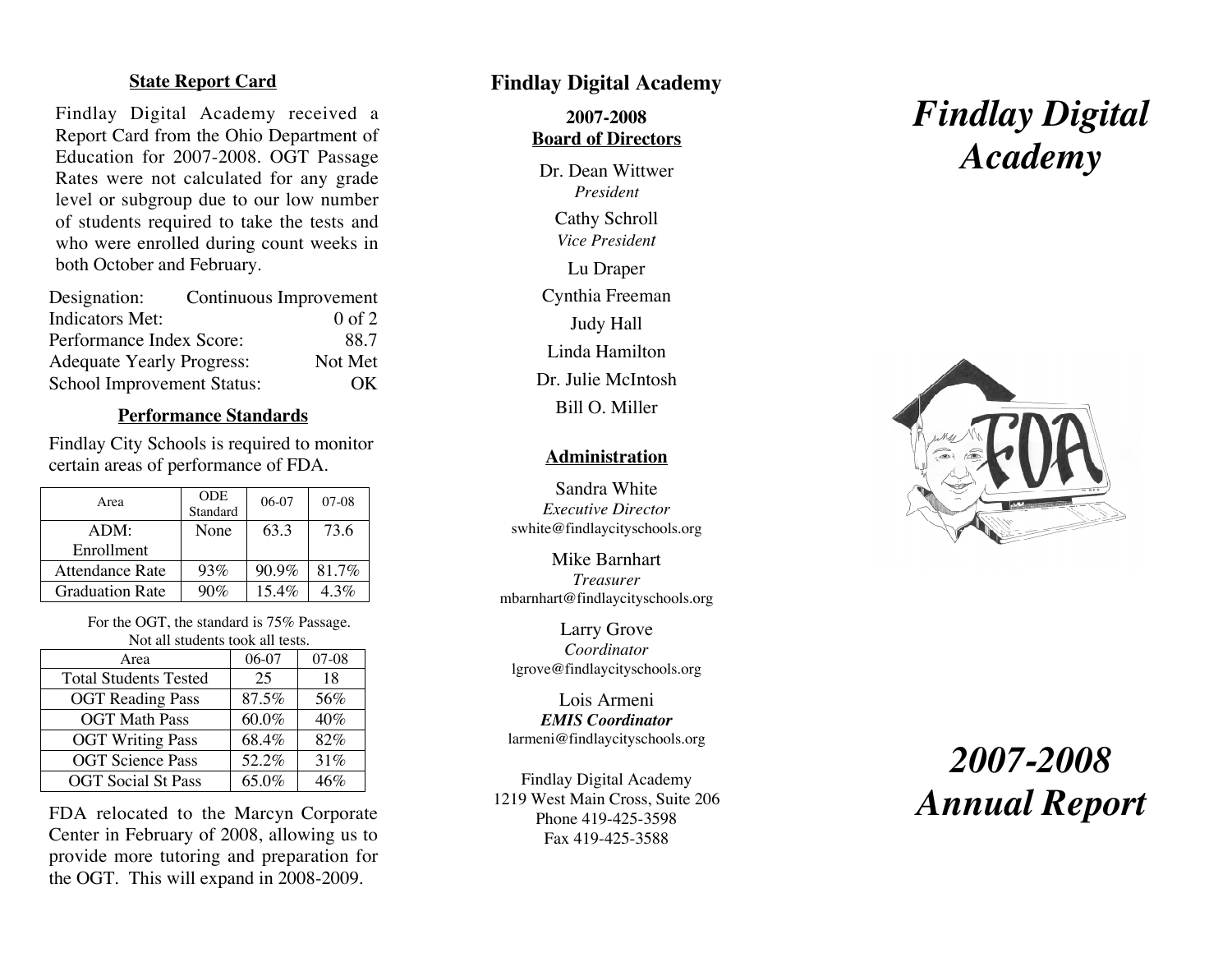## State Report Card

Findlay Digital Academy received a Report Card from the Ohio Department of Education for 2007-2008. OGT Passage Rates were not calculated for any grade level or subgroup due to our low number of students required to take the tests and who were enrolled during count weeks in both October and February.

| | |
|---|---|
| Designation: | Continuous Improvement |
| Indicators Met: | 0 of 2 |
| Performance Index Score: | 88.7 |
| Adequate Yearly Progress: | Not Met |
| School Improvement Status: | OK |

## Performance Standards

Findlay City Schools is required to monitor certain areas of performance of FDA.

| Area | ODE Standard | 06-07 | 07-08 |
|---|---|---|---|
| ADM: Enrollment | None | 63.3 | 73.6 |
| Attendance Rate | 93% | 90.9% | 81.7% |
| Graduation Rate | 90% | 15.4% | 4.3% |

For the OGT, the standard is 75% Passage.
Not all students took all tests.

| Area | 06-07 | 07-08 |
|---|---|---|
| Total Students Tested | 25 | 18 |
| OGT Reading Pass | 87.5% | 56% |
| OGT Math Pass | 60.0% | 40% |
| OGT Writing Pass | 68.4% | 82% |
| OGT Science Pass | 52.2% | 31% |
| OGT Social St Pass | 65.0% | 46% |

FDA relocated to the Marcyn Corporate Center in February of 2008, allowing us to provide more tutoring and preparation for the OGT. This will expand in 2008-2009.

## Findlay Digital Academy

**2007-2008**
**Board of Directors**

Dr. Dean Wittwer
*President*

Cathy Schroll
*Vice President*

Lu Draper

Cynthia Freeman

Judy Hall

Linda Hamilton

Dr. Julie McIntosh

Bill O. Miller

**Administration**

Sandra White
*Executive Director*
swhite@findlaycityschools.org

Mike Barnhart
*Treasurer*
mbarnhart@findlaycityschools.org

Larry Grove
*Coordinator*
lgrove@findlaycityschools.org

Lois Armeni
***EMIS Coordinator***
larmeni@findlaycityschools.org

Findlay Digital Academy
1219 West Main Cross, Suite 206
Phone 419-425-3598
Fax 419-425-3588

# *Findlay Digital Academy*

# *2007-2008 Annual Report*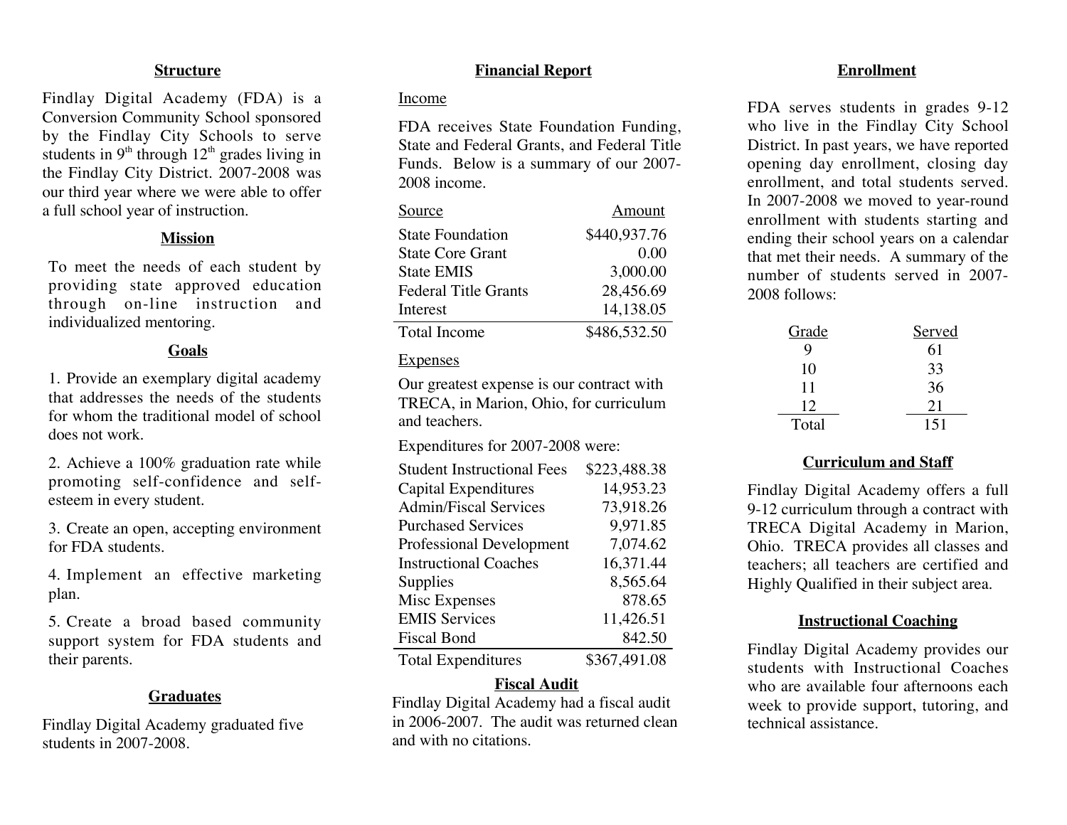## Structure

Findlay Digital Academy (FDA) is a Conversion Community School sponsored by the Findlay City Schools to serve students in 9th through 12th grades living in the Findlay City District. 2007-2008 was our third year where we were able to offer a full school year of instruction.

## Mission

To meet the needs of each student by providing state approved education through on-line instruction and individualized mentoring.

## Goals

1. Provide an exemplary digital academy that addresses the needs of the students for whom the traditional model of school does not work.
2. Achieve a 100% graduation rate while promoting self-confidence and self-esteem in every student.
3. Create an open, accepting environment for FDA students.
4. Implement an effective marketing plan.
5. Create a broad based community support system for FDA students and their parents.

## Graduates

Findlay Digital Academy graduated five students in 2007-2008.

## Financial Report

Income

FDA receives State Foundation Funding, State and Federal Grants, and Federal Title Funds. Below is a summary of our 2007-2008 income.

| Source | Amount |
|---|---|
| State Foundation | $440,937.76 |
| State Core Grant | 0.00 |
| State EMIS | 3,000.00 |
| Federal Title Grants | 28,456.69 |
| Interest | 14,138.05 |
| Total Income | $486,532.50 |

Expenses

Our greatest expense is our contract with TRECA, in Marion, Ohio, for curriculum and teachers.

Expenditures for 2007-2008 were:

| | |
|---|---|
| Student Instructional Fees | $223,488.38 |
| Capital Expenditures | 14,953.23 |
| Admin/Fiscal Services | 73,918.26 |
| Purchased Services | 9,971.85 |
| Professional Development | 7,074.62 |
| Instructional Coaches | 16,371.44 |
| Supplies | 8,565.64 |
| Misc Expenses | 878.65 |
| EMIS Services | 11,426.51 |
| Fiscal Bond | 842.50 |
| Total Expenditures | $367,491.08 |

## Fiscal Audit

Findlay Digital Academy had a fiscal audit in 2006-2007. The audit was returned clean and with no citations.

## Enrollment

FDA serves students in grades 9-12 who live in the Findlay City School District. In past years, we have reported opening day enrollment, closing day enrollment, and total students served. In 2007-2008 we moved to year-round enrollment with students starting and ending their school years on a calendar that met their needs. A summary of the number of students served in 2007-2008 follows:

| Grade | Served |
|---|---|
| 9 | 61 |
| 10 | 33 |
| 11 | 36 |
| 12 | 21 |
| Total | 151 |

## Curriculum and Staff

Findlay Digital Academy offers a full 9-12 curriculum through a contract with TRECA Digital Academy in Marion, Ohio. TRECA provides all classes and teachers; all teachers are certified and Highly Qualified in their subject area.

## Instructional Coaching

Findlay Digital Academy provides our students with Instructional Coaches who are available four afternoons each week to provide support, tutoring, and technical assistance.